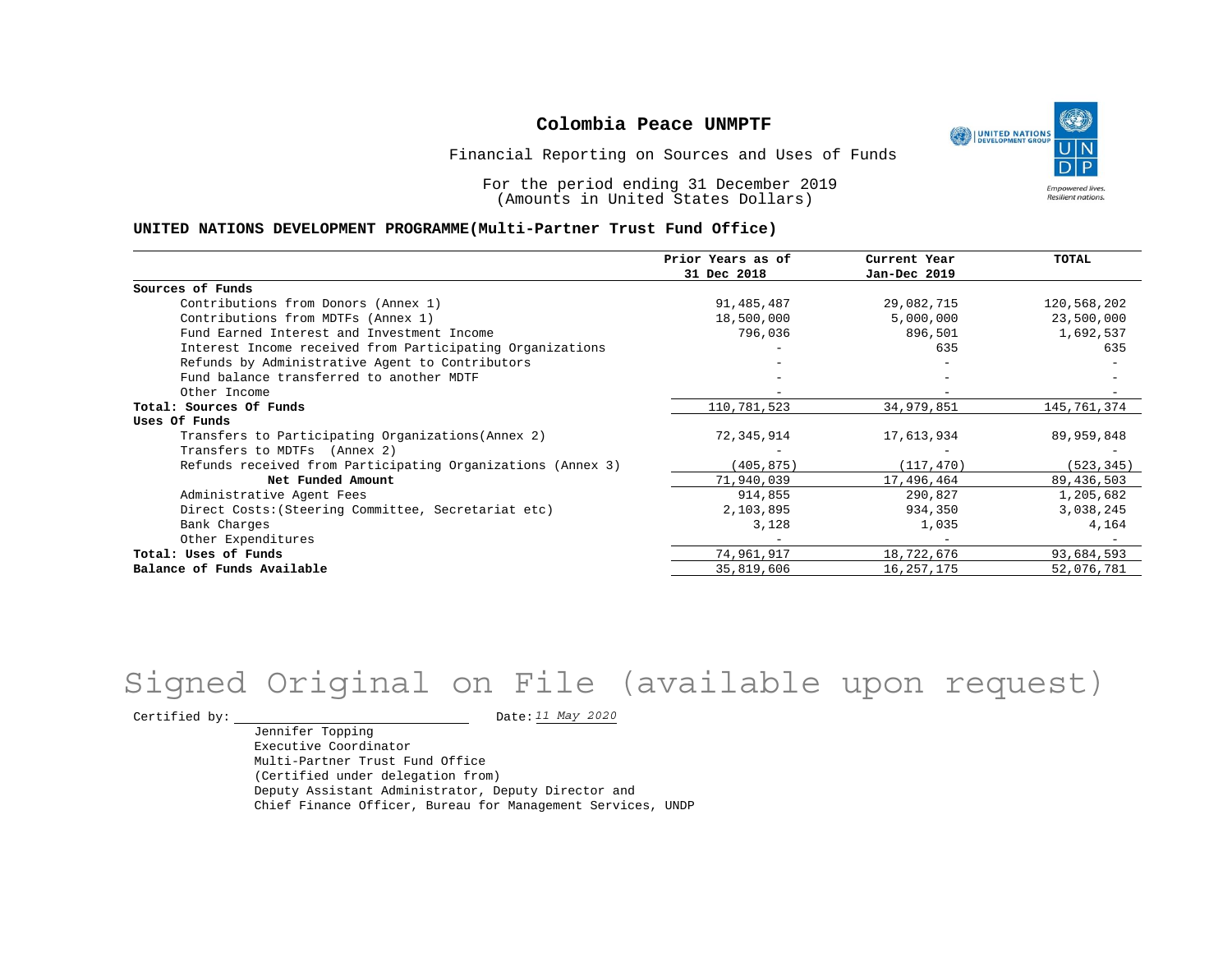# Colombia Peace UNMPTF

Financial Reporting on Sources and Uses of Funds

For the period ending 31 December 2019
(Amounts in United States Dollars)

**UNITED NATIONS DEVELOPMENT PROGRAMME(Multi-Partner Trust Fund Office)**

| | Prior Years as of 31 Dec 2018 | Current Year Jan-Dec 2019 | TOTAL |
|---|---|---|---|
| **Sources of Funds** | | | |
| Contributions from Donors (Annex 1) | 91,485,487 | 29,082,715 | 120,568,202 |
| Contributions from MDTFs (Annex 1) | 18,500,000 | 5,000,000 | 23,500,000 |
| Fund Earned Interest and Investment Income | 796,036 | 896,501 | 1,692,537 |
| Interest Income received from Participating Organizations | - | 635 | 635 |
| Refunds by Administrative Agent to Contributors | - | - | - |
| Fund balance transferred to another MDTF | - | - | - |
| Other Income | - | - | - |
| **Total: Sources Of Funds** | 110,781,523 | 34,979,851 | 145,761,374 |
| **Uses Of Funds** | | | |
| Transfers to Participating Organizations(Annex 2) | 72,345,914 | 17,613,934 | 89,959,848 |
| Transfers to MDTFs (Annex 2) | - | - | - |
| Refunds received from Participating Organizations (Annex 3) | (405,875) | (117,470) | (523,345) |
| **Net Funded Amount** | 71,940,039 | 17,496,464 | 89,436,503 |
| Administrative Agent Fees | 914,855 | 290,827 | 1,205,682 |
| Direct Costs:(Steering Committee, Secretariat etc) | 2,103,895 | 934,350 | 3,038,245 |
| Bank Charges | 3,128 | 1,035 | 4,164 |
| Other Expenditures | - | - | - |
| **Total: Uses of Funds** | 74,961,917 | 18,722,676 | 93,684,593 |
| **Balance of Funds Available** | 35,819,606 | 16,257,175 | 52,076,781 |

Signed Original on File (available upon request)

Certified by: ______________________ Date: *11 May 2020*

Jennifer Topping
Executive Coordinator
Multi-Partner Trust Fund Office
(Certified under delegation from)
Deputy Assistant Administrator, Deputy Director and
Chief Finance Officer, Bureau for Management Services, UNDP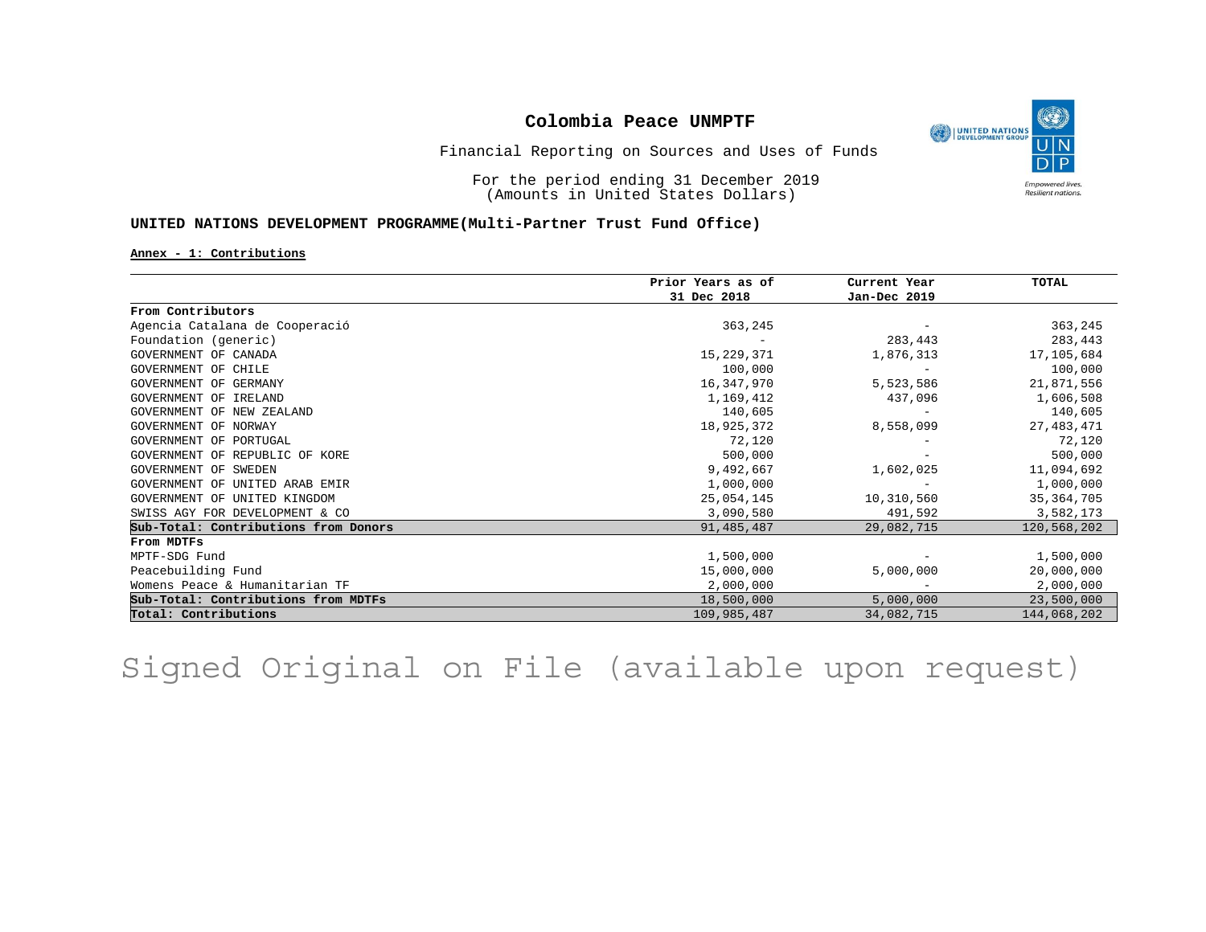**Colombia Peace UNMPTF**

Financial Reporting on Sources and Uses of Funds

For the period ending 31 December 2019
(Amounts in United States Dollars)

**UNITED NATIONS DEVELOPMENT PROGRAMME(Multi-Partner Trust Fund Office)**

**Annex - 1: Contributions**

| | Prior Years as of 31 Dec 2018 | Current Year Jan-Dec 2019 | TOTAL |
|---|---|---|---|
| **From Contributors** | | | |
| Agencia Catalana de Cooperació | 363,245 | - | 363,245 |
| Foundation (generic) | - | 283,443 | 283,443 |
| GOVERNMENT OF CANADA | 15,229,371 | 1,876,313 | 17,105,684 |
| GOVERNMENT OF CHILE | 100,000 | - | 100,000 |
| GOVERNMENT OF GERMANY | 16,347,970 | 5,523,586 | 21,871,556 |
| GOVERNMENT OF IRELAND | 1,169,412 | 437,096 | 1,606,508 |
| GOVERNMENT OF NEW ZEALAND | 140,605 | - | 140,605 |
| GOVERNMENT OF NORWAY | 18,925,372 | 8,558,099 | 27,483,471 |
| GOVERNMENT OF PORTUGAL | 72,120 | - | 72,120 |
| GOVERNMENT OF REPUBLIC OF KORE | 500,000 | - | 500,000 |
| GOVERNMENT OF SWEDEN | 9,492,667 | 1,602,025 | 11,094,692 |
| GOVERNMENT OF UNITED ARAB EMIR | 1,000,000 | - | 1,000,000 |
| GOVERNMENT OF UNITED KINGDOM | 25,054,145 | 10,310,560 | 35,364,705 |
| SWISS AGY FOR DEVELOPMENT & CO | 3,090,580 | 491,592 | 3,582,173 |
| **Sub-Total: Contributions from Donors** | 91,485,487 | 29,082,715 | 120,568,202 |
| **From MDTFs** | | | |
| MPTF-SDG Fund | 1,500,000 | - | 1,500,000 |
| Peacebuilding Fund | 15,000,000 | 5,000,000 | 20,000,000 |
| Womens Peace & Humanitarian TF | 2,000,000 | - | 2,000,000 |
| **Sub-Total: Contributions from MDTFs** | 18,500,000 | 5,000,000 | 23,500,000 |
| **Total: Contributions** | 109,985,487 | 34,082,715 | 144,068,202 |

Signed Original on File (available upon request)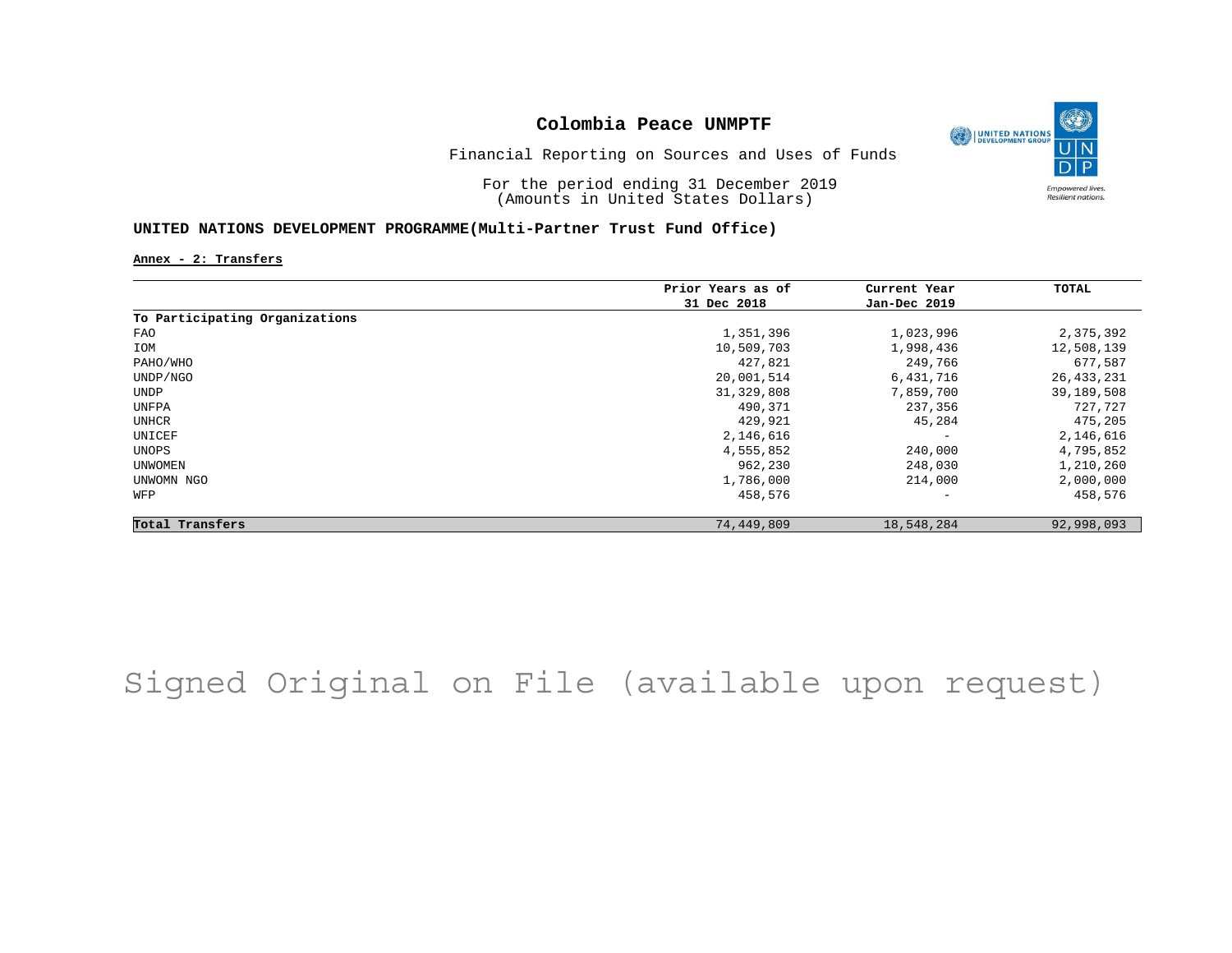**Colombia Peace UNMPTF**

Financial Reporting on Sources and Uses of Funds

For the period ending 31 December 2019
(Amounts in United States Dollars)

**UNITED NATIONS DEVELOPMENT PROGRAMME(Multi-Partner Trust Fund Office)**

**Annex - 2: Transfers**

| | Prior Years as of 31 Dec 2018 | Current Year Jan-Dec 2019 | TOTAL |
|---|---|---|---|
| **To Participating Organizations** | | | |
| FAO | 1,351,396 | 1,023,996 | 2,375,392 |
| IOM | 10,509,703 | 1,998,436 | 12,508,139 |
| PAHO/WHO | 427,821 | 249,766 | 677,587 |
| UNDP/NGO | 20,001,514 | 6,431,716 | 26,433,231 |
| UNDP | 31,329,808 | 7,859,700 | 39,189,508 |
| UNFPA | 490,371 | 237,356 | 727,727 |
| UNHCR | 429,921 | 45,284 | 475,205 |
| UNICEF | 2,146,616 | - | 2,146,616 |
| UNOPS | 4,555,852 | 240,000 | 4,795,852 |
| UNWOMEN | 962,230 | 248,030 | 1,210,260 |
| UNWOMN NGO | 1,786,000 | 214,000 | 2,000,000 |
| WFP | 458,576 | - | 458,576 |
| **Total Transfers** | 74,449,809 | 18,548,284 | 92,998,093 |

Signed Original on File (available upon request)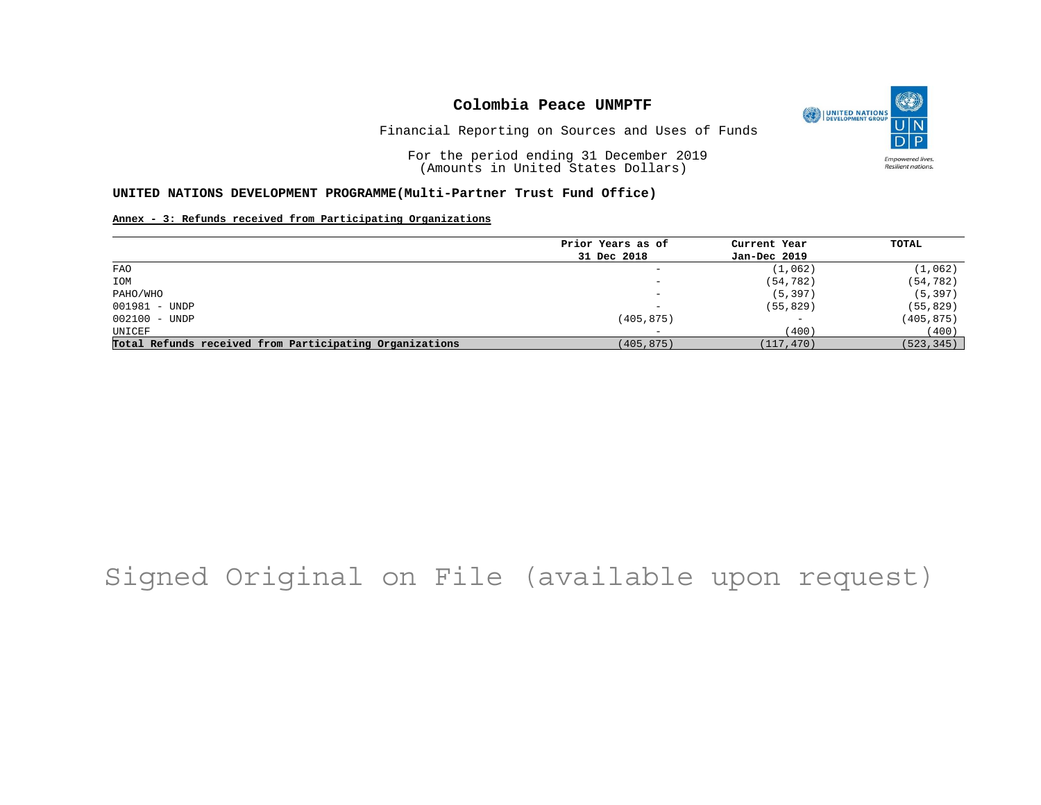# Colombia Peace UNMPTF

Financial Reporting on Sources and Uses of Funds

For the period ending 31 December 2019
(Amounts in United States Dollars)

**UNITED NATIONS DEVELOPMENT PROGRAMME(Multi-Partner Trust Fund Office)**

**Annex - 3: Refunds received from Participating Organizations**

| | Prior Years as of 31 Dec 2018 | Current Year Jan-Dec 2019 | TOTAL |
|---|---|---|---|
| FAO | - | (1,062) | (1,062) |
| IOM | - | (54,782) | (54,782) |
| PAHO/WHO | - | (5,397) | (5,397) |
| 001981 - UNDP | - | (55,829) | (55,829) |
| 002100 - UNDP | (405,875) | - | (405,875) |
| UNICEF | - | (400) | (400) |
| **Total Refunds received from Participating Organizations** | (405,875) | (117,470) | (523,345) |

Signed Original on File (available upon request)